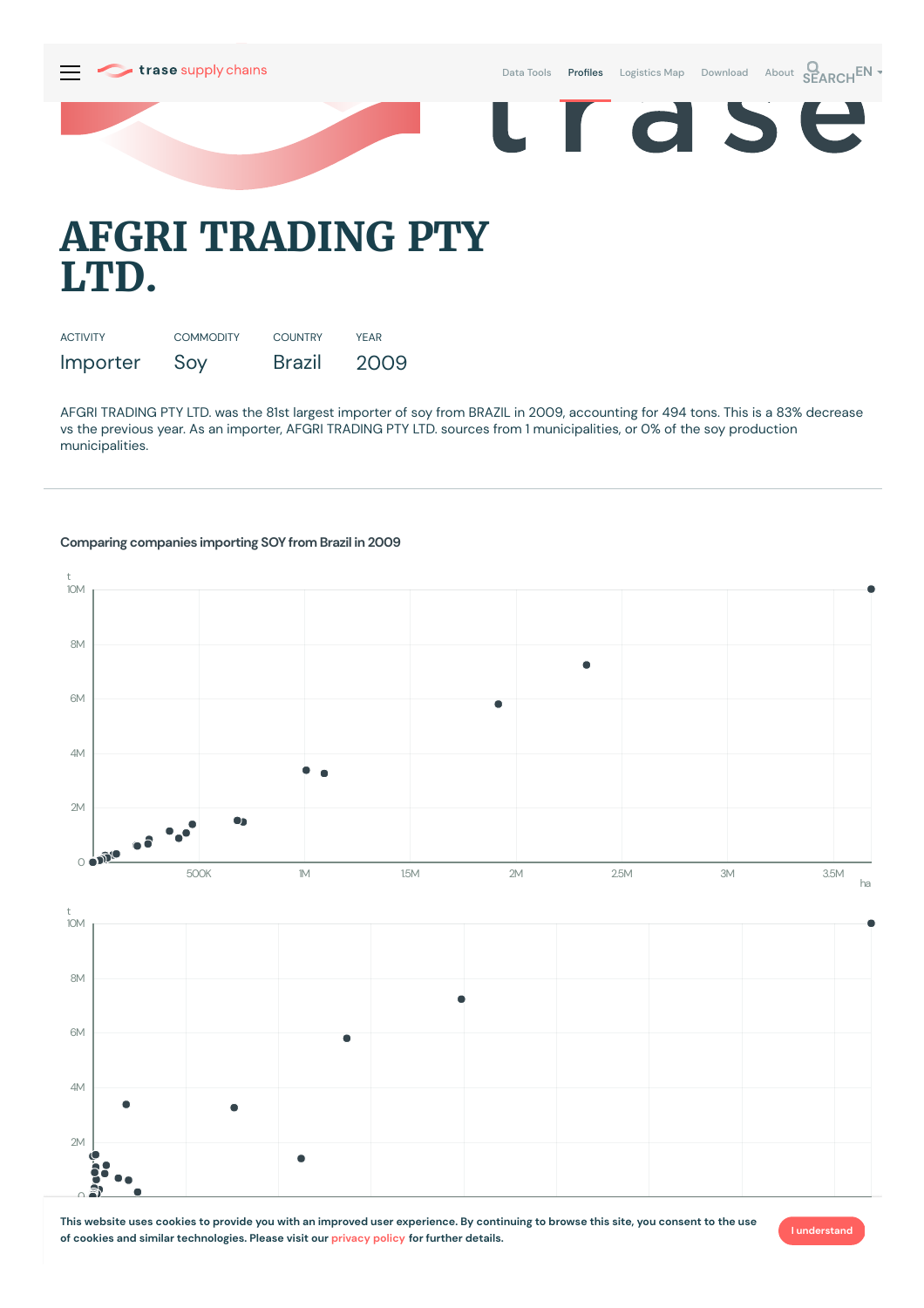trase supply chains

Data Tools | Profiles | Logistics Map | Download | About | SEARCH | EN

# AFGRI TRADING PTY LTD.

| ACTIVITY | COMMODITY | COUNTRY | YEAR |
|---|---|---|---|
| Importer | Soy | Brazil | 2009 |

AFGRI TRADING PTY LTD. was the 81st largest importer of soy from BRAZIL in 2009, accounting for 494 tons. This is a 83% decrease vs the previous year. As an importer, AFGRI TRADING PTY LTD. sources from 1 municipalities, or 0% of the soy production municipalities.

## Comparing companies importing SOY from Brazil in 2009

t
10M
8M
6M
4M
2M
0
500K
1M
1.5M
2M
2.5M
3M
3.5M
ha

t
10M
8M
6M
4M
2M
0

This website uses cookies to provide you with an improved user experience. By continuing to browse this site, you consent to the use of cookies and similar technologies. Please visit our privacy policy for further details.

I understand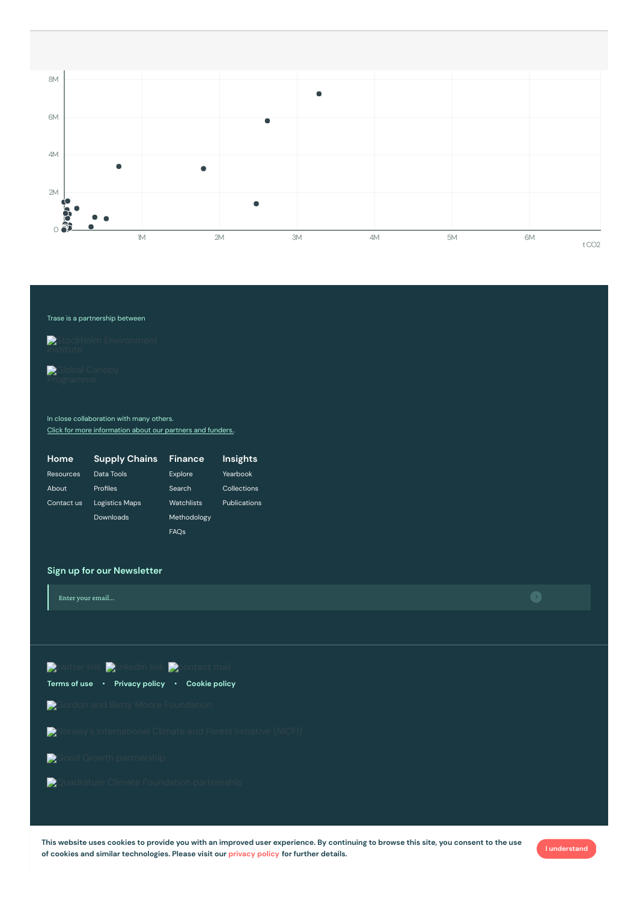8M
6M
4M
2M
0
1M
2M
3M
4M
5M
6M
t CO2

Trase is a partnership between

Stockholm Environment Institute

Global Canopy Programme

In close collaboration with many others.
Click for more information about our partners and funders.

**Home**
Resources
About
Contact us

**Supply Chains**
Data Tools
Profiles
Logistics Maps
Downloads

**Finance**
Explore
Search
Watchlists
Methodology
FAQs

**Insights**
Yearbook
Collections
Publications

## Sign up for our Newsletter

Enter your email...

twitter link linkedin link contact mail

**Terms of use** • **Privacy policy** • **Cookie policy**

Gordon and Betty Moore Foundation

Norway's International Climate and Forest Initiative (NICFI)

Good Growth partnership

Quadrature Climate Foundation partnership

**This website uses cookies to provide you with an improved user experience. By continuing to browse this site, you consent to the use of cookies and similar technologies. Please visit our privacy policy for further details.**

I understand